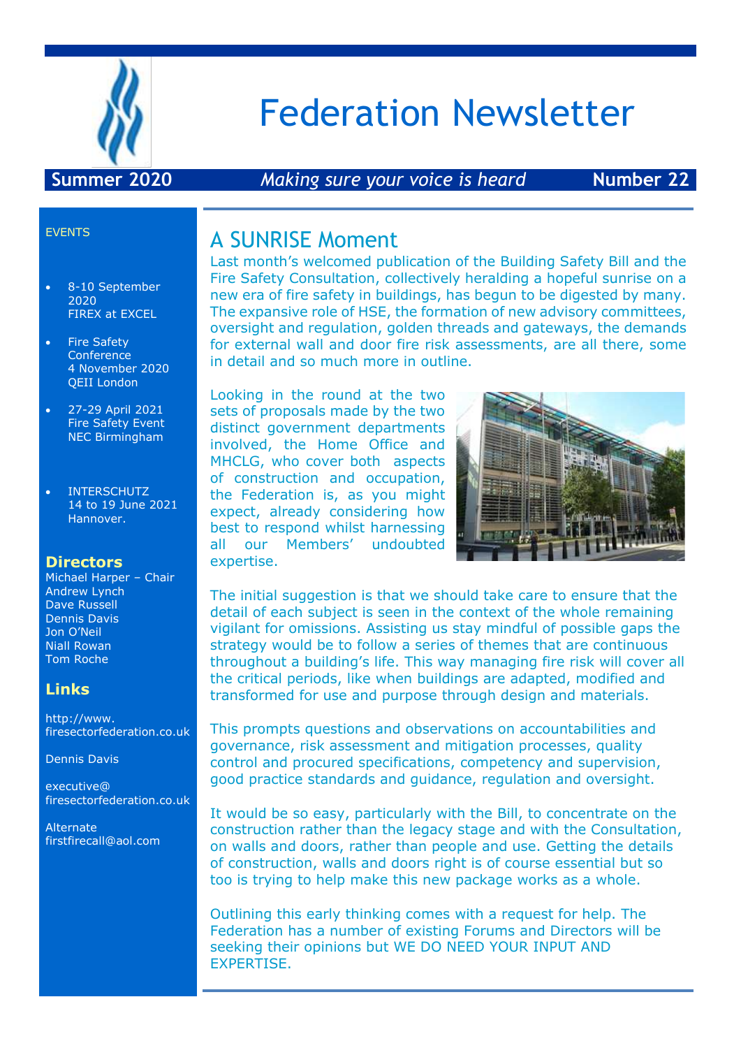# Federation Newsletter

**Summer 2020** | *Making sure your voice is heard* | **Number 22**

EVENTS

- 8-10 September 2020
  FIREX at EXCEL
- Fire Safety Conference
  4 November 2020
  QEII London
- 27-29 April 2021
  Fire Safety Event
  NEC Birmingham
- INTERSCHUTZ
  14 to 19 June 2021
  Hannover.

**Directors**

Michael Harper – Chair
Andrew Lynch
Dave Russell
Dennis Davis
Jon O'Neil
Niall Rowan
Tom Roche

**Links**

http://www.firesectorfederation.co.uk

Dennis Davis

executive@firesectorfederation.co.uk

Alternate
firstfirecall@aol.com

## A SUNRISE Moment

Last month's welcomed publication of the Building Safety Bill and the Fire Safety Consultation, collectively heralding a hopeful sunrise on a new era of fire safety in buildings, has begun to be digested by many. The expansive role of HSE, the formation of new advisory committees, oversight and regulation, golden threads and gateways, the demands for external wall and door fire risk assessments, are all there, some in detail and so much more in outline.

Looking in the round at the two sets of proposals made by the two distinct government departments involved, the Home Office and MHCLG, who cover both aspects of construction and occupation, the Federation is, as you might expect, already considering how best to respond whilst harnessing all our Members' undoubted expertise.

The initial suggestion is that we should take care to ensure that the detail of each subject is seen in the context of the whole remaining vigilant for omissions. Assisting us stay mindful of possible gaps the strategy would be to follow a series of themes that are continuous throughout a building's life. This way managing fire risk will cover all the critical periods, like when buildings are adapted, modified and transformed for use and purpose through design and materials.

This prompts questions and observations on accountabilities and governance, risk assessment and mitigation processes, quality control and procured specifications, competency and supervision, good practice standards and guidance, regulation and oversight.

It would be so easy, particularly with the Bill, to concentrate on the construction rather than the legacy stage and with the Consultation, on walls and doors, rather than people and use. Getting the details of construction, walls and doors right is of course essential but so too is trying to help make this new package works as a whole.

Outlining this early thinking comes with a request for help. The Federation has a number of existing Forums and Directors will be seeking their opinions but WE DO NEED YOUR INPUT AND EXPERTISE.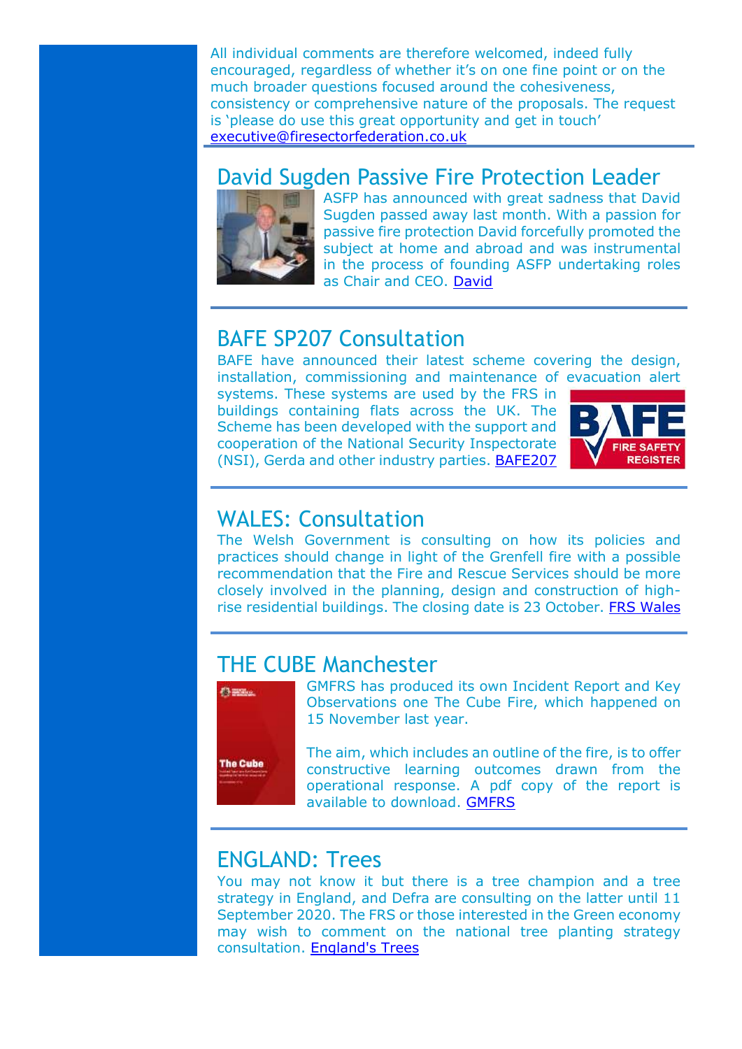All individual comments are therefore welcomed, indeed fully encouraged, regardless of whether it's on one fine point or on the much broader questions focused around the cohesiveness, consistency or comprehensive nature of the proposals. The request is 'please do use this great opportunity and get in touch' executive@firesectorfederation.co.uk

## David Sugden Passive Fire Protection Leader

ASFP has announced with great sadness that David Sugden passed away last month. With a passion for passive fire protection David forcefully promoted the subject at home and abroad and was instrumental in the process of founding ASFP undertaking roles as Chair and CEO. David

## BAFE SP207 Consultation

BAFE have announced their latest scheme covering the design, installation, commissioning and maintenance of evacuation alert systems. These systems are used by the FRS in buildings containing flats across the UK. The Scheme has been developed with the support and cooperation of the National Security Inspectorate (NSI), Gerda and other industry parties. BAFE207

## WALES: Consultation

The Welsh Government is consulting on how its policies and practices should change in light of the Grenfell fire with a possible recommendation that the Fire and Rescue Services should be more closely involved in the planning, design and construction of high-rise residential buildings. The closing date is 23 October. FRS Wales

## THE CUBE Manchester

GMFRS has produced its own Incident Report and Key Observations one The Cube Fire, which happened on 15 November last year.

The aim, which includes an outline of the fire, is to offer constructive learning outcomes drawn from the operational response. A pdf copy of the report is available to download. GMFRS

## ENGLAND: Trees

You may not know it but there is a tree champion and a tree strategy in England, and Defra are consulting on the latter until 11 September 2020. The FRS or those interested in the Green economy may wish to comment on the national tree planting strategy consultation. England's Trees